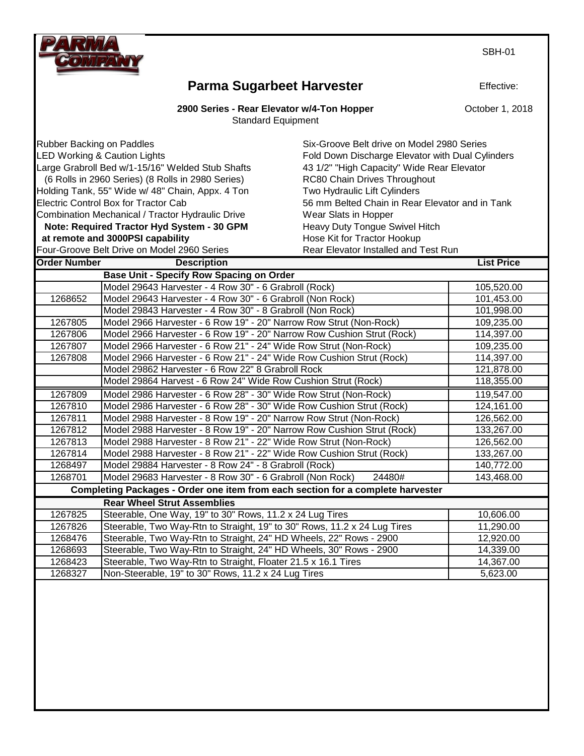PARMA COMPANY

SBH-01

# Parma Sugarbeet Harvester

Effective: October 1, 2018

**2900 Series - Rear Elevator w/4-Ton Hopper**
Standard Equipment

Rubber Backing on Paddles
LED Working & Caution Lights
Large Grabroll Bed w/1-15/16" Welded Stub Shafts
(6 Rolls in 2960 Series) (8 Rolls in 2980 Series)
Holding Tank, 55" Wide w/ 48" Chain, Appx. 4 Ton
Electric Control Box for Tractor Cab
Combination Mechanical / Tractor Hydraulic Drive
**Note: Required Tractor Hyd System - 30 GPM at remote and 3000PSI capability**
Four-Groove Belt Drive on Model 2960 Series
Six-Groove Belt drive on Model 2980 Series
Fold Down Discharge Elevator with Dual Cylinders
43 1/2" "High Capacity" Wide Rear Elevator
RC80 Chain Drives Throughout
Two Hydraulic Lift Cylinders
56 mm Belted Chain in Rear Elevator and in Tank
Wear Slats in Hopper
Heavy Duty Tongue Swivel Hitch
Hose Kit for Tractor Hookup
Rear Elevator Installed and Test Run

| Order Number | Description | List Price |
|---|---|---|
| | **Base Unit - Specify Row Spacing on Order** | |
| | Model 29643 Harvester - 4 Row 30" - 6 Grabroll (Rock) | 105,520.00 |
| 1268652 | Model 29643 Harvester - 4 Row 30" - 6 Grabroll (Non Rock) | 101,453.00 |
| | Model 29843 Harvester - 4 Row 30" - 8 Grabroll (Non Rock) | 101,998.00 |
| 1267805 | Model 2966 Harvester - 6 Row 19" - 20" Narrow Row Strut (Non-Rock) | 109,235.00 |
| 1267806 | Model 2966 Harvester - 6 Row 19" - 20" Narrow Row Cushion Strut (Rock) | 114,397.00 |
| 1267807 | Model 2966 Harvester - 6 Row 21" - 24" Wide Row Strut (Non-Rock) | 109,235.00 |
| 1267808 | Model 2966 Harvester - 6 Row 21" - 24" Wide Row Cushion Strut (Rock) | 114,397.00 |
| | Model 29862 Harvester - 6 Row 22" 8 Grabroll Rock | 121,878.00 |
| | Model 29864 Harvest - 6 Row 24" Wide Row Cushion Strut (Rock) | 118,355.00 |
| 1267809 | Model 2986 Harvester - 6 Row 28" - 30" Wide Row Strut (Non-Rock) | 119,547.00 |
| 1267810 | Model 2986 Harvester - 6 Row 28" - 30" Wide Row Cushion Strut (Rock) | 124,161.00 |
| 1267811 | Model 2988 Harvester - 8 Row 19" - 20" Narrow Row Strut (Non-Rock) | 126,562.00 |
| 1267812 | Model 2988 Harvester - 8 Row 19" - 20" Narrow Row Cushion Strut (Rock) | 133,267.00 |
| 1267813 | Model 2988 Harvester - 8 Row 21" - 22" Wide Row Strut (Non-Rock) | 126,562.00 |
| 1267814 | Model 2988 Harvester - 8 Row 21" - 22" Wide Row Cushion Strut (Rock) | 133,267.00 |
| 1268497 | Model 29884 Harvester - 8 Row 24" - 8 Grabroll (Rock) | 140,772.00 |
| 1268701 | Model 29683 Harvester - 8 Row 30" - 6 Grabroll (Non Rock) 24480# | 143,468.00 |
| | **Completing Packages - Order one item from each section for a complete harvester** | |
| | **Rear Wheel Strut Assemblies** | |
| 1267825 | Steerable, One Way, 19" to 30" Rows, 11.2 x 24 Lug Tires | 10,606.00 |
| 1267826 | Steerable, Two Way-Rtn to Straight, 19" to 30" Rows, 11.2 x 24 Lug Tires | 11,290.00 |
| 1268476 | Steerable, Two Way-Rtn to Straight, 24" HD Wheels, 22" Rows - 2900 | 12,920.00 |
| 1268693 | Steerable, Two Way-Rtn to Straight, 24" HD Wheels, 30" Rows - 2900 | 14,339.00 |
| 1268423 | Steerable, Two Way-Rtn to Straight, Floater 21.5 x 16.1 Tires | 14,367.00 |
| 1268327 | Non-Steerable, 19" to 30" Rows, 11.2 x 24 Lug Tires | 5,623.00 |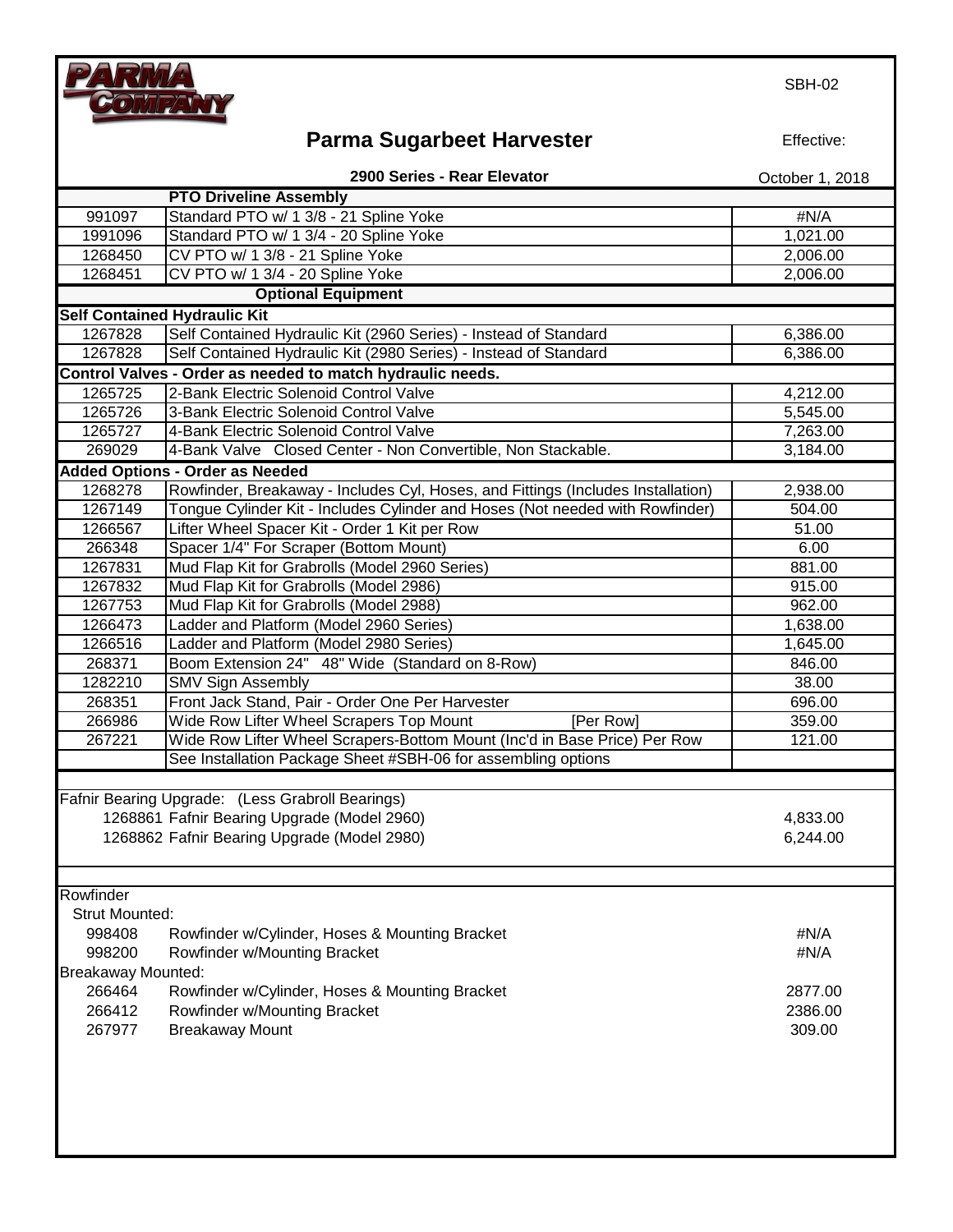# Parma Sugarbeet Harvester

SBH-02

Effective: October 1, 2018

**2900 Series - Rear Elevator**

| | | |
|---|---|---|
| | **PTO Driveline Assembly** | |
| 991097 | Standard PTO w/ 1 3/8 - 21 Spline Yoke | #N/A |
| 1991096 | Standard PTO w/ 1 3/4 - 20 Spline Yoke | 1,021.00 |
| 1268450 | CV PTO w/ 1 3/8 - 21 Spline Yoke | 2,006.00 |
| 1268451 | CV PTO w/ 1 3/4 - 20 Spline Yoke | 2,006.00 |
| | **Optional Equipment** | |
| **Self Contained Hydraulic Kit** | | |
| 1267828 | Self Contained Hydraulic Kit (2960 Series) - Instead of Standard | 6,386.00 |
| 1267828 | Self Contained Hydraulic Kit (2980 Series) - Instead of Standard | 6,386.00 |
| **Control Valves - Order as needed to match hydraulic needs.** | | |
| 1265725 | 2-Bank Electric Solenoid Control Valve | 4,212.00 |
| 1265726 | 3-Bank Electric Solenoid Control Valve | 5,545.00 |
| 1265727 | 4-Bank Electric Solenoid Control Valve | 7,263.00 |
| 269029 | 4-Bank Valve Closed Center - Non Convertible, Non Stackable. | 3,184.00 |
| **Added Options - Order as Needed** | | |
| 1268278 | Rowfinder, Breakaway - Includes Cyl, Hoses, and Fittings (Includes Installation) | 2,938.00 |
| 1267149 | Tongue Cylinder Kit - Includes Cylinder and Hoses (Not needed with Rowfinder) | 504.00 |
| 1266567 | Lifter Wheel Spacer Kit - Order 1 Kit per Row | 51.00 |
| 266348 | Spacer 1/4" For Scraper (Bottom Mount) | 6.00 |
| 1267831 | Mud Flap Kit for Grabrolls (Model 2960 Series) | 881.00 |
| 1267832 | Mud Flap Kit for Grabrolls (Model 2986) | 915.00 |
| 1267753 | Mud Flap Kit for Grabrolls (Model 2988) | 962.00 |
| 1266473 | Ladder and Platform (Model 2960 Series) | 1,638.00 |
| 1266516 | Ladder and Platform (Model 2980 Series) | 1,645.00 |
| 268371 | Boom Extension 24" 48" Wide (Standard on 8-Row) | 846.00 |
| 1282210 | SMV Sign Assembly | 38.00 |
| 268351 | Front Jack Stand, Pair - Order One Per Harvester | 696.00 |
| 266986 | Wide Row Lifter Wheel Scrapers Top Mount [Per Row] | 359.00 |
| 267221 | Wide Row Lifter Wheel Scrapers-Bottom Mount (Inc'd in Base Price) Per Row | 121.00 |
| | See Installation Package Sheet #SBH-06 for assembling options | |

Fafnir Bearing Upgrade: (Less Grabroll Bearings)

| | | |
|---|---|---|
| 1268861 | Fafnir Bearing Upgrade (Model 2960) | 4,833.00 |
| 1268862 | Fafnir Bearing Upgrade (Model 2980) | 6,244.00 |

Rowfinder

| | | |
|---|---|---|
| **Strut Mounted:** | | |
| 998408 | Rowfinder w/Cylinder, Hoses & Mounting Bracket | #N/A |
| 998200 | Rowfinder w/Mounting Bracket | #N/A |
| **Breakaway Mounted:** | | |
| 266464 | Rowfinder w/Cylinder, Hoses & Mounting Bracket | 2877.00 |
| 266412 | Rowfinder w/Mounting Bracket | 2386.00 |
| 267977 | Breakaway Mount | 309.00 |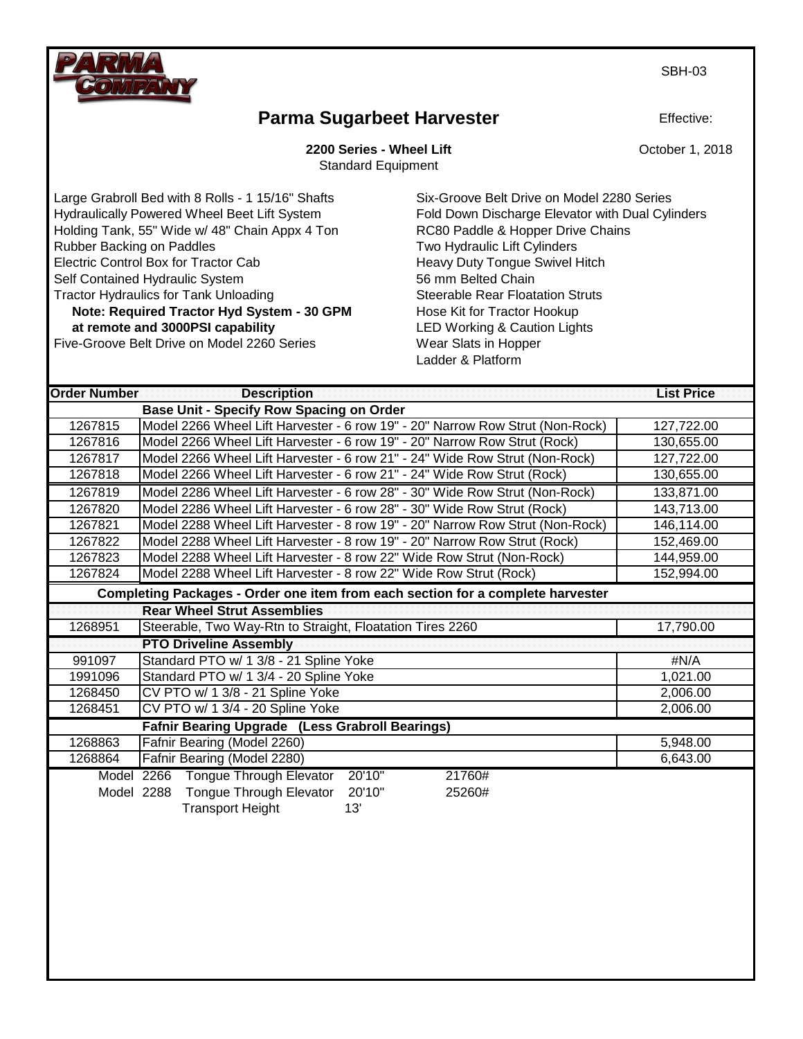PARMA COMPANY

SBH-03

# Parma Sugarbeet Harvester

Effective: October 1, 2018

**2200 Series - Wheel Lift**
Standard Equipment

Large Grabroll Bed with 8 Rolls - 1 15/16" Shafts
Hydraulically Powered Wheel Beet Lift System
Holding Tank, 55" Wide w/ 48" Chain Appx 4 Ton
Rubber Backing on Paddles
Electric Control Box for Tractor Cab
Self Contained Hydraulic System
Tractor Hydraulics for Tank Unloading
**Note: Required Tractor Hyd System - 30 GPM at remote and 3000PSI capability**
Five-Groove Belt Drive on Model 2260 Series
Six-Groove Belt Drive on Model 2280 Series
Fold Down Discharge Elevator with Dual Cylinders
RC80 Paddle & Hopper Drive Chains
Two Hydraulic Lift Cylinders
Heavy Duty Tongue Swivel Hitch
56 mm Belted Chain
Steerable Rear Floatation Struts
Hose Kit for Tractor Hookup
LED Working & Caution Lights
Wear Slats in Hopper
Ladder & Platform

| Order Number | Description | List Price |
|---|---|---|
| | **Base Unit - Specify Row Spacing on Order** | |
| 1267815 | Model 2266 Wheel Lift Harvester - 6 row 19" - 20" Narrow Row Strut (Non-Rock) | 127,722.00 |
| 1267816 | Model 2266 Wheel Lift Harvester - 6 row 19" - 20" Narrow Row Strut (Rock) | 130,655.00 |
| 1267817 | Model 2266 Wheel Lift Harvester - 6 row 21" - 24" Wide Row Strut (Non-Rock) | 127,722.00 |
| 1267818 | Model 2266 Wheel Lift Harvester - 6 row 21" - 24" Wide Row Strut (Rock) | 130,655.00 |
| 1267819 | Model 2286 Wheel Lift Harvester - 6 row 28" - 30" Wide Row Strut (Non-Rock) | 133,871.00 |
| 1267820 | Model 2286 Wheel Lift Harvester - 6 row 28" - 30" Wide Row Strut (Rock) | 143,713.00 |
| 1267821 | Model 2288 Wheel Lift Harvester - 8 row 19" - 20" Narrow Row Strut (Non-Rock) | 146,114.00 |
| 1267822 | Model 2288 Wheel Lift Harvester - 8 row 19" - 20" Narrow Row Strut (Rock) | 152,469.00 |
| 1267823 | Model 2288 Wheel Lift Harvester - 8 row 22" Wide Row Strut (Non-Rock) | 144,959.00 |
| 1267824 | Model 2288 Wheel Lift Harvester - 8 row 22" Wide Row Strut (Rock) | 152,994.00 |
| | **Completing Packages - Order one item from each section for a complete harvester** | |
| | **Rear Wheel Strut Assemblies** | |
| 1268951 | Steerable, Two Way-Rtn to Straight, Floatation Tires 2260 | 17,790.00 |
| | **PTO Driveline Assembly** | |
| 991097 | Standard PTO w/ 1 3/8 - 21 Spline Yoke | #N/A |
| 1991096 | Standard PTO w/ 1 3/4 - 20 Spline Yoke | 1,021.00 |
| 1268450 | CV PTO w/ 1 3/8 - 21 Spline Yoke | 2,006.00 |
| 1268451 | CV PTO w/ 1 3/4 - 20 Spline Yoke | 2,006.00 |
| | **Fafnir Bearing Upgrade (Less Grabroll Bearings)** | |
| 1268863 | Fafnir Bearing (Model 2260) | 5,948.00 |
| 1268864 | Fafnir Bearing (Model 2280) | 6,643.00 |

| Model | | | Weight |
|---|---|---|---|
| Model 2266 | Tongue Through Elevator | 20'10" | 21760# |
| Model 2288 | Tongue Through Elevator | 20'10" | 25260# |
| | Transport Height | 13' | |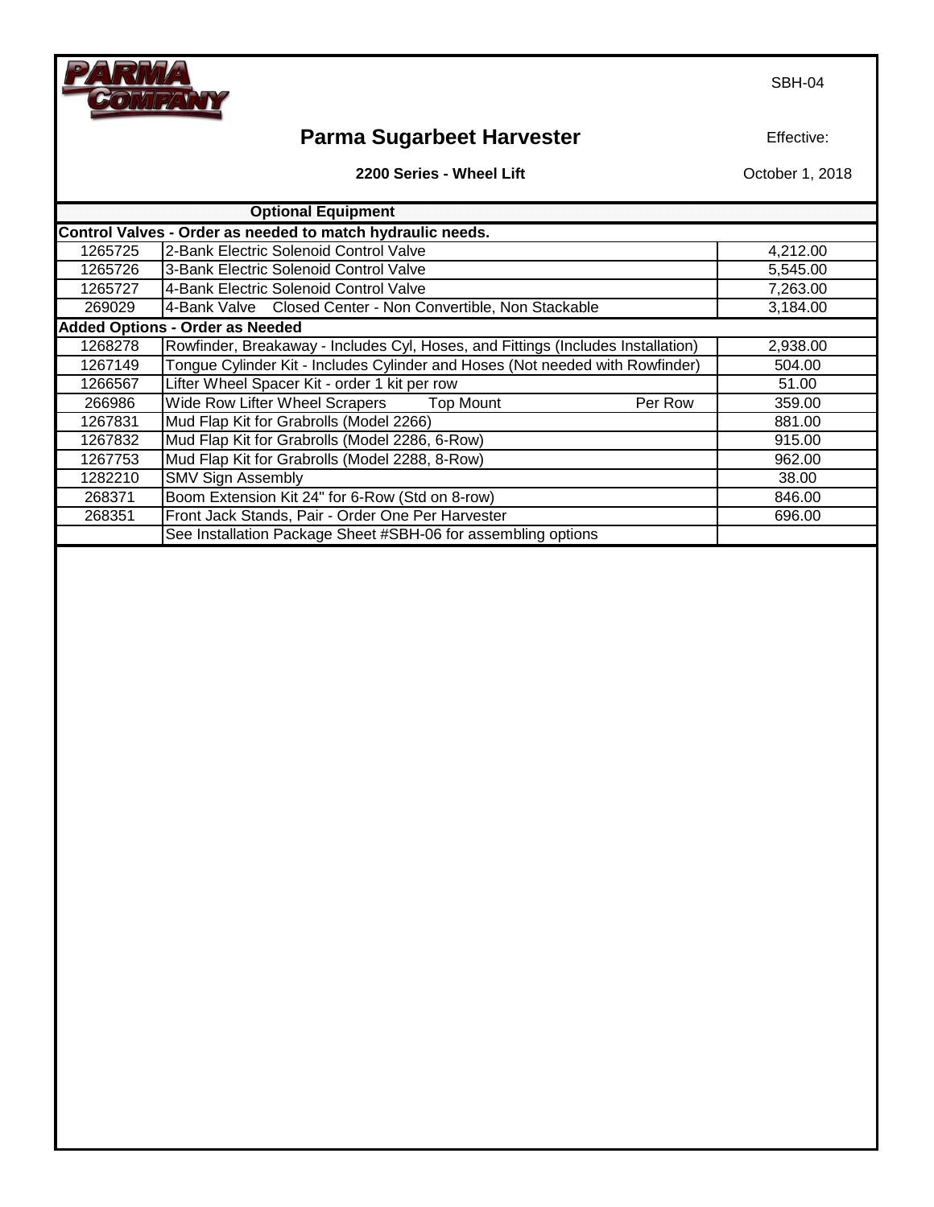PARMA COMPANY

SBH-04

# Parma Sugarbeet Harvester

Effective: October 1, 2018

**2200 Series - Wheel Lift**

| **Optional Equipment** | | |
|---|---|---|
| **Control Valves - Order as needed to match hydraulic needs.** | | |
| 1265725 | 2-Bank Electric Solenoid Control Valve | 4,212.00 |
| 1265726 | 3-Bank Electric Solenoid Control Valve | 5,545.00 |
| 1265727 | 4-Bank Electric Solenoid Control Valve | 7,263.00 |
| 269029 | 4-Bank Valve  Closed Center - Non Convertible, Non Stackable | 3,184.00 |
| **Added Options - Order as Needed** | | |
| 1268278 | Rowfinder, Breakaway - Includes Cyl, Hoses, and Fittings (Includes Installation) | 2,938.00 |
| 1267149 | Tongue Cylinder Kit - Includes Cylinder and Hoses (Not needed with Rowfinder) | 504.00 |
| 1266567 | Lifter Wheel Spacer Kit - order 1 kit per row | 51.00 |
| 266986 | Wide Row Lifter Wheel Scrapers  Top Mount  Per Row | 359.00 |
| 1267831 | Mud Flap Kit for Grabrolls (Model 2266) | 881.00 |
| 1267832 | Mud Flap Kit for Grabrolls (Model 2286, 6-Row) | 915.00 |
| 1267753 | Mud Flap Kit for Grabrolls (Model 2288, 8-Row) | 962.00 |
| 1282210 | SMV Sign Assembly | 38.00 |
| 268371 | Boom Extension Kit 24" for 6-Row (Std on 8-row) | 846.00 |
| 268351 | Front Jack Stands, Pair - Order One Per Harvester | 696.00 |
| | See Installation Package Sheet #SBH-06 for assembling options | |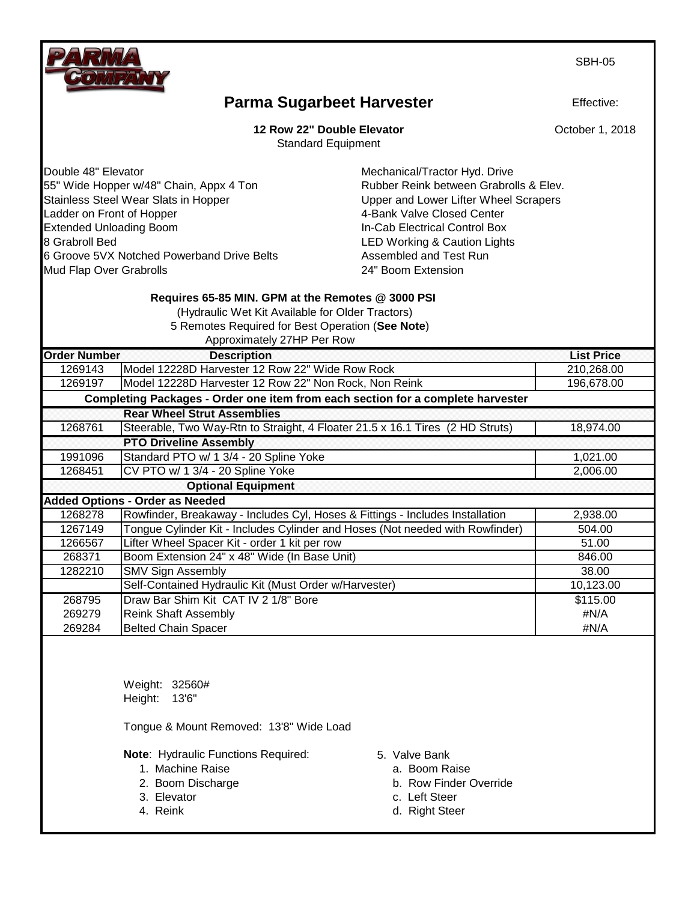PARMA COMPANY

SBH-05

# Parma Sugarbeet Harvester

Effective: October 1, 2018

**12 Row 22" Double Elevator**
Standard Equipment

- Double 48" Elevator
- 55" Wide Hopper w/48" Chain, Appx 4 Ton
- Stainless Steel Wear Slats in Hopper
- Ladder on Front of Hopper
- Extended Unloading Boom
- 8 Grabroll Bed
- 6 Groove 5VX Notched Powerband Drive Belts
- Mud Flap Over Grabrolls
- Mechanical/Tractor Hyd. Drive
- Rubber Reink between Grabrolls & Elev.
- Upper and Lower Lifter Wheel Scrapers
- 4-Bank Valve Closed Center
- In-Cab Electrical Control Box
- LED Working & Caution Lights
- Assembled and Test Run
- 24" Boom Extension

**Requires 65-85 MIN. GPM at the Remotes @ 3000 PSI**
(Hydraulic Wet Kit Available for Older Tractors)
5 Remotes Required for Best Operation (**See Note**)
Approximately 27HP Per Row

| Order Number | Description | List Price |
|---|---|---|
| 1269143 | Model 12228D Harvester 12 Row 22" Wide Row Rock | 210,268.00 |
| 1269197 | Model 12228D Harvester 12 Row 22" Non Rock, Non Reink | 196,678.00 |
| | **Completing Packages - Order one item from each section for a complete harvester** | |
| | **Rear Wheel Strut Assemblies** | |
| 1268761 | Steerable, Two Way-Rtn to Straight, 4 Floater 21.5 x 16.1 Tires (2 HD Struts) | 18,974.00 |
| | **PTO Driveline Assembly** | |
| 1991096 | Standard PTO w/ 1 3/4 - 20 Spline Yoke | 1,021.00 |
| 1268451 | CV PTO w/ 1 3/4 - 20 Spline Yoke | 2,006.00 |
| | **Optional Equipment** | |
| **Added Options - Order as Needed** | | |
| 1268278 | Rowfinder, Breakaway - Includes Cyl, Hoses & Fittings - Includes Installation | 2,938.00 |
| 1267149 | Tongue Cylinder Kit - Includes Cylinder and Hoses (Not needed with Rowfinder) | 504.00 |
| 1266567 | Lifter Wheel Spacer Kit - order 1 kit per row | 51.00 |
| 268371 | Boom Extension 24" x 48" Wide (In Base Unit) | 846.00 |
| 1282210 | SMV Sign Assembly | 38.00 |
| | Self-Contained Hydraulic Kit (Must Order w/Harvester) | 10,123.00 |
| 268795 | Draw Bar Shim Kit CAT IV 2 1/8" Bore | $115.00 |
| 269279 | Reink Shaft Assembly | #N/A |
| 269284 | Belted Chain Spacer | #N/A |

Weight: 32560#
Height: 13'6"

Tongue & Mount Removed: 13'8" Wide Load

**Note**: Hydraulic Functions Required:

1. Machine Raise
2. Boom Discharge
3. Elevator
4. Reink
5. Valve Bank
   a. Boom Raise
   b. Row Finder Override
   c. Left Steer
   d. Right Steer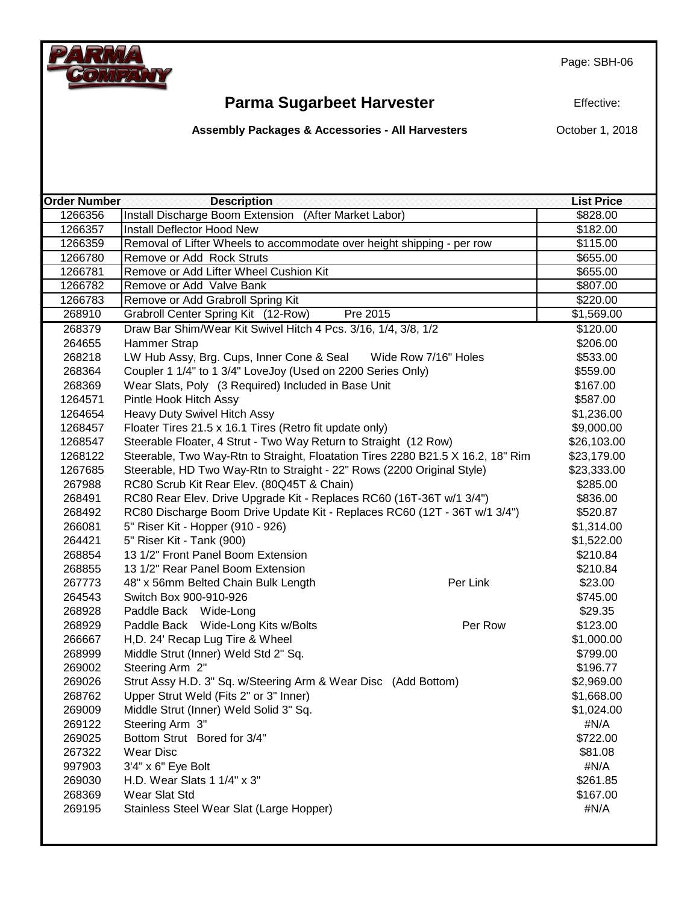# Parma Sugarbeet Harvester

**Assembly Packages & Accessories - All Harvesters**

Effective: October 1, 2018

| Order Number | Description | | List Price |
|---|---|---|---|
| 1266356 | Install Discharge Boom Extension (After Market Labor) | | $828.00 |
| 1266357 | Install Deflector Hood New | | $182.00 |
| 1266359 | Removal of Lifter Wheels to accommodate over height shipping - per row | | $115.00 |
| 1266780 | Remove or Add Rock Struts | | $655.00 |
| 1266781 | Remove or Add Lifter Wheel Cushion Kit | | $655.00 |
| 1266782 | Remove or Add Valve Bank | | $807.00 |
| 1266783 | Remove or Add Grabroll Spring Kit | | $220.00 |
| 268910 | Grabroll Center Spring Kit (12-Row) Pre 2015 | | $1,569.00 |
| 268379 | Draw Bar Shim/Wear Kit Swivel Hitch 4 Pcs. 3/16, 1/4, 3/8, 1/2 | | $120.00 |
| 264655 | Hammer Strap | | $206.00 |
| 268218 | LW Hub Assy, Brg. Cups, Inner Cone & Seal Wide Row 7/16" Holes | | $533.00 |
| 268364 | Coupler 1 1/4" to 1 3/4" LoveJoy (Used on 2200 Series Only) | | $559.00 |
| 268369 | Wear Slats, Poly (3 Required) Included in Base Unit | | $167.00 |
| 1264571 | Pintle Hook Hitch Assy | | $587.00 |
| 1264654 | Heavy Duty Swivel Hitch Assy | | $1,236.00 |
| 1268457 | Floater Tires 21.5 x 16.1 Tires (Retro fit update only) | | $9,000.00 |
| 1268547 | Steerable Floater, 4 Strut - Two Way Return to Straight (12 Row) | | $26,103.00 |
| 1268122 | Steerable, Two Way-Rtn to Straight, Floatation Tires 2280 B21.5 X 16.2, 18" Rim | | $23,179.00 |
| 1267685 | Steerable, HD Two Way-Rtn to Straight - 22" Rows (2200 Original Style) | | $23,333.00 |
| 267988 | RC80 Scrub Kit Rear Elev. (80Q45T & Chain) | | $285.00 |
| 268491 | RC80 Rear Elev. Drive Upgrade Kit - Replaces RC60 (16T-36T w/1 3/4") | | $836.00 |
| 268492 | RC80 Discharge Boom Drive Update Kit - Replaces RC60 (12T - 36T w/1 3/4") | | $520.87 |
| 266081 | 5" Riser Kit - Hopper (910 - 926) | | $1,314.00 |
| 264421 | 5" Riser Kit - Tank (900) | | $1,522.00 |
| 268854 | 13 1/2" Front Panel Boom Extension | | $210.84 |
| 268855 | 13 1/2" Rear Panel Boom Extension | | $210.84 |
| 267773 | 48" x 56mm Belted Chain Bulk Length | Per Link | $23.00 |
| 264543 | Switch Box 900-910-926 | | $745.00 |
| 268928 | Paddle Back Wide-Long | | $29.35 |
| 268929 | Paddle Back Wide-Long Kits w/Bolts | Per Row | $123.00 |
| 266667 | H,D. 24' Recap Lug Tire & Wheel | | $1,000.00 |
| 268999 | Middle Strut (Inner) Weld Std 2" Sq. | | $799.00 |
| 269002 | Steering Arm 2" | | $196.77 |
| 269026 | Strut Assy H.D. 3" Sq. w/Steering Arm & Wear Disc (Add Bottom) | | $2,969.00 |
| 268762 | Upper Strut Weld (Fits 2" or 3" Inner) | | $1,668.00 |
| 269009 | Middle Strut (Inner) Weld Solid 3" Sq. | | $1,024.00 |
| 269122 | Steering Arm 3" | | #N/A |
| 269025 | Bottom Strut Bored for 3/4" | | $722.00 |
| 267322 | Wear Disc | | $81.08 |
| 997903 | 3'4" x 6" Eye Bolt | | #N/A |
| 269030 | H.D. Wear Slats 1 1/4" x 3" | | $261.85 |
| 268369 | Wear Slat Std | | $167.00 |
| 269195 | Stainless Steel Wear Slat (Large Hopper) | | #N/A |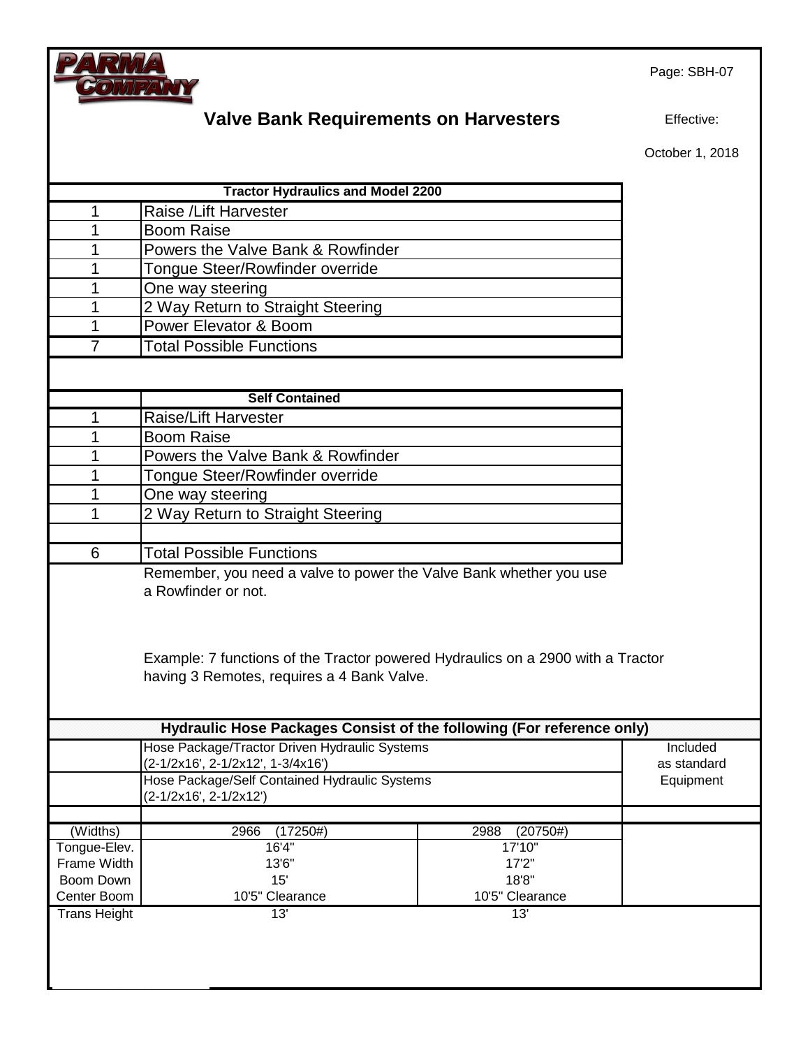PARMA COMPANY

Page: SBH-07

# Valve Bank Requirements on Harvesters

Effective:

October 1, 2018

| | Tractor Hydraulics and Model 2200 |
|---|---|
| 1 | Raise /Lift Harvester |
| 1 | Boom Raise |
| 1 | Powers the Valve Bank & Rowfinder |
| 1 | Tongue Steer/Rowfinder override |
| 1 | One way steering |
| 1 | 2 Way Return to Straight Steering |
| 1 | Power Elevator & Boom |
| 7 | Total Possible Functions |

| | Self Contained |
|---|---|
| 1 | Raise/Lift Harvester |
| 1 | Boom Raise |
| 1 | Powers the Valve Bank & Rowfinder |
| 1 | Tongue Steer/Rowfinder override |
| 1 | One way steering |
| 1 | 2 Way Return to Straight Steering |
| | |
| 6 | Total Possible Functions |

Remember, you need a valve to power the Valve Bank whether you use a Rowfinder or not.

Example: 7 functions of the Tractor powered Hydraulics on a 2900 with a Tractor having 3 Remotes, requires a 4 Bank Valve.

## Hydraulic Hose Packages Consist of the following (For reference only)

| | | |
|---|---|---|
| | Hose Package/Tractor Driven Hydraulic Systems (2-1/2x16', 2-1/2x12', 1-3/4x16') | Included as standard Equipment |
| | Hose Package/Self Contained Hydraulic Systems (2-1/2x16', 2-1/2x12') | |

| (Widths) | 2966 (17250#) | 2988 (20750#) |
|---|---|---|
| Tongue-Elev. | 16'4" | 17'10" |
| Frame Width | 13'6" | 17'2" |
| Boom Down | 15' | 18'8" |
| Center Boom | 10'5" Clearance | 10'5" Clearance |
| Trans Height | 13' | 13' |